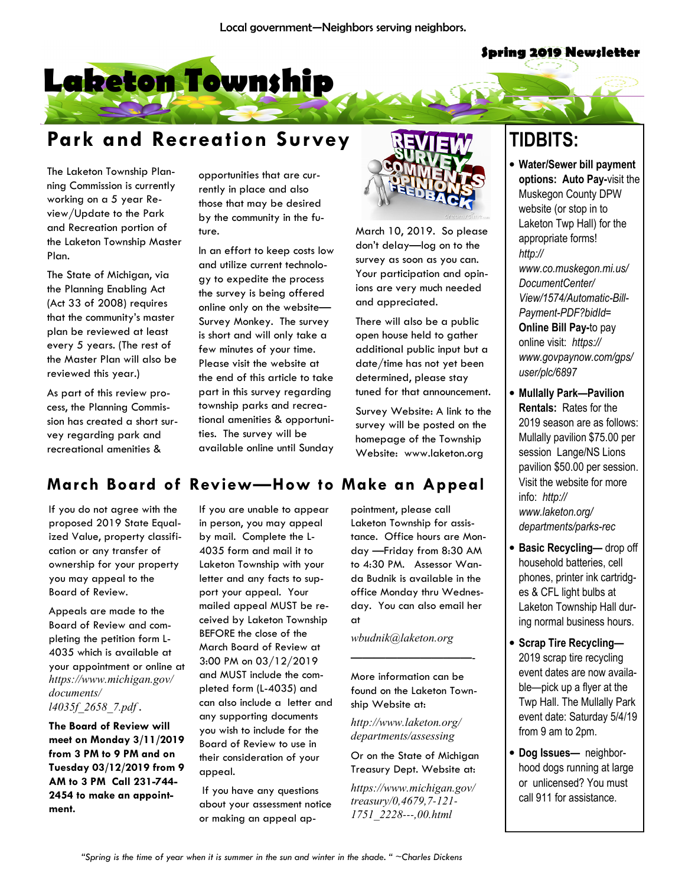Local government—Neighbors serving neighbors.

Spring 2019 Newsletter

# Laketon Township

## Park and Recreation Survey

The Laketon Township Planning Commission is currently working on a 5 year Review/Update to the Park and Recreation portion of the Laketon Township Master Plan.

The State of Michigan, via the Planning Enabling Act (Act 33 of 2008) requires that the community's master plan be reviewed at least every 5 years. (The rest of the Master Plan will also be reviewed this year.)

As part of this review process, the Planning Commission has created a short survey regarding park and recreational amenities & opportunities that are currently in place and also those that may be desired by the community in the future.

In an effort to keep costs low and utilize current technology to expedite the process the survey is being offered online only on the website—Survey Monkey. The survey is short and will only take a few minutes of your time. Please visit the website at the end of this article to take part in this survey regarding township parks and recreational amenities & opportunities. The survey will be available online until Sunday March 10, 2019. So please don't delay—log on to the survey as soon as you can. Your participation and opinions are very much needed and appreciated.

There will also be a public open house held to gather additional public input but a date/time has not yet been determined, please stay tuned for that announcement.

Survey Website: A link to the survey will be posted on the homepage of the Township Website: www.laketon.org

## March Board of Review—How to Make an Appeal

If you do not agree with the proposed 2019 State Equalized Value, property classification or any transfer of ownership for your property you may appeal to the Board of Review.

Appeals are made to the Board of Review and completing the petition form L-4035 which is available at your appointment or online at *https://www.michigan.gov/documents/l4035f_2658_7.pdf*.

**The Board of Review will meet on Monday 3/11/2019 from 3 PM to 9 PM and on Tuesday 03/12/2019 from 9 AM to 3 PM Call 231-744-2454 to make an appointment.**

If you are unable to appear in person, you may appeal by mail. Complete the L-4035 form and mail it to Laketon Township with your letter and any facts to support your appeal. Your mailed appeal MUST be received by Laketon Township BEFORE the close of the March Board of Review at 3:00 PM on 03/12/2019 and MUST include the completed form (L-4035) and can also include a letter and any supporting documents you wish to include for the Board of Review to use in their consideration of your appeal.

If you have any questions about your assessment notice or making an appeal appointment, please call Laketon Township for assistance. Office hours are Monday —Friday from 8:30 AM to 4:30 PM. Assessor Wanda Budnik is available in the office Monday thru Wednesday. You can also email her at

*wbudnik@laketon.org*

---

More information can be found on the Laketon Township Website at:

*http://www.laketon.org/departments/assessing*

Or on the State of Michigan Treasury Dept. Website at:

*https://www.michigan.gov/treasury/0,4679,7-121-1751_2228---,00.html*

## TIDBITS:

- **Water/Sewer bill payment options: Auto Pay-**visit the Muskegon County DPW website (or stop in to Laketon Twp Hall) for the appropriate forms! *http://www.co.muskegon.mi.us/DocumentCenter/View/1574/Automatic-Bill-Payment-PDF?bidId=* **Online Bill Pay-**to pay online visit: *https://www.govpaynow.com/gps/user/plc/6897*
- **Mullally Park—Pavilion Rentals:** Rates for the 2019 season are as follows: Mullally pavilion $75.00 per session Lange/NS Lions pavilion $50.00 per session. Visit the website for more info: *http://www.laketon.org/departments/parks-rec*
- **Basic Recycling—** drop off household batteries, cell phones, printer ink cartridges & CFL light bulbs at Laketon Township Hall during normal business hours.
- **Scrap Tire Recycling—** 2019 scrap tire recycling event dates are now available—pick up a flyer at the Twp Hall. The Mullally Park event date: Saturday 5/4/19 from 9 am to 2pm.
- **Dog Issues—** neighborhood dogs running at large or unlicensed? You must call 911 for assistance.

*"Spring is the time of year when it is summer in the sun and winter in the shade. " ~Charles Dickens*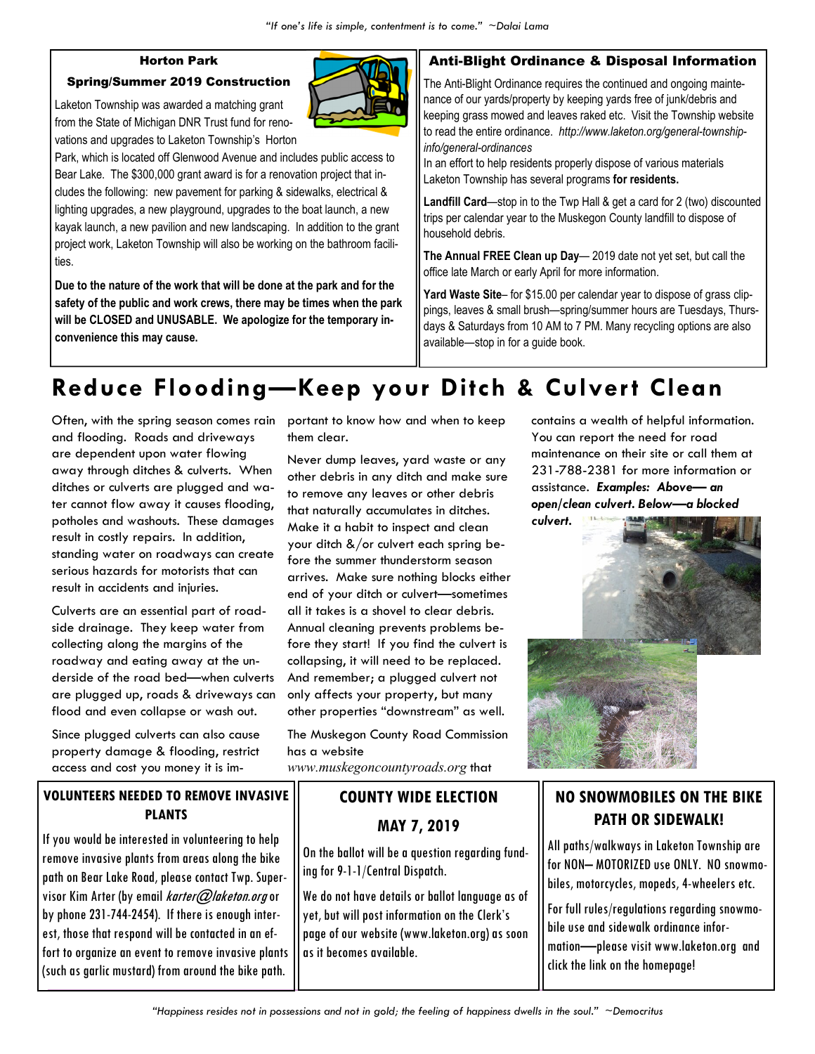*"If one's life is simple, contentment is to come." ~Dalai Lama*

### Horton Park

### Spring/Summer 2019 Construction

Laketon Township was awarded a matching grant from the State of Michigan DNR Trust fund for renovations and upgrades to Laketon Township's Horton Park, which is located off Glenwood Avenue and includes public access to Bear Lake. The $300,000 grant award is for a renovation project that includes the following: new pavement for parking & sidewalks, electrical & lighting upgrades, a new playground, upgrades to the boat launch, a new kayak launch, a new pavilion and new landscaping. In addition to the grant project work, Laketon Township will also be working on the bathroom facilities.

**Due to the nature of the work that will be done at the park and for the safety of the public and work crews, there may be times when the park will be CLOSED and UNUSABLE. We apologize for the temporary inconvenience this may cause.**

### Anti-Blight Ordinance & Disposal Information

The Anti-Blight Ordinance requires the continued and ongoing maintenance of our yards/property by keeping yards free of junk/debris and keeping grass mowed and leaves raked etc. Visit the Township website to read the entire ordinance. *http://www.laketon.org/general-township-info/general-ordinances*

In an effort to help residents properly dispose of various materials Laketon Township has several programs **for residents.**

**Landfill Card**—stop in to the Twp Hall & get a card for 2 (two) discounted trips per calendar year to the Muskegon County landfill to dispose of household debris.

**The Annual FREE Clean up Day**— 2019 date not yet set, but call the office late March or early April for more information.

**Yard Waste Site**– for $15.00 per calendar year to dispose of grass clippings, leaves & small brush—spring/summer hours are Tuesdays, Thursdays & Saturdays from 10 AM to 7 PM. Many recycling options are also available—stop in for a guide book.

# Reduce Flooding—Keep your Ditch & Culvert Clean

Often, with the spring season comes rain and flooding. Roads and driveways are dependent upon water flowing away through ditches & culverts. When ditches or culverts are plugged and water cannot flow away it causes flooding, potholes and washouts. These damages result in costly repairs. In addition, standing water on roadways can create serious hazards for motorists that can result in accidents and injuries.

Culverts are an essential part of roadside drainage. They keep water from collecting along the margins of the roadway and eating away at the underside of the road bed—when culverts are plugged up, roads & driveways can flood and even collapse or wash out.

Since plugged culverts can also cause property damage & flooding, restrict access and cost you money it is important to know how and when to keep them clear.

Never dump leaves, yard waste or any other debris in any ditch and make sure to remove any leaves or other debris that naturally accumulates in ditches. Make it a habit to inspect and clean your ditch &/or culvert each spring before the summer thunderstorm season arrives. Make sure nothing blocks either end of your ditch or culvert—sometimes all it takes is a shovel to clear debris. Annual cleaning prevents problems before they start! If you find the culvert is collapsing, it will need to be replaced. And remember; a plugged culvert not only affects your property, but many other properties "downstream" as well.

The Muskegon County Road Commission has a website *www.muskegoncountyroads.org* that contains a wealth of helpful information. You can report the need for road maintenance on their site or call them at 231-788-2381 for more information or assistance. ***Examples: Above— an open/clean culvert. Below—a blocked culvert.***

### VOLUNTEERS NEEDED TO REMOVE INVASIVE PLANTS

If you would be interested in volunteering to help remove invasive plants from areas along the bike path on Bear Lake Road, please contact Twp. Supervisor Kim Arter (by email *karter@laketon.org* or by phone 231-744-2454). If there is enough interest, those that respond will be contacted in an effort to organize an event to remove invasive plants (such as garlic mustard) from around the bike path.

### COUNTY WIDE ELECTION

### MAY 7, 2019

On the ballot will be a question regarding funding for 9-1-1/Central Dispatch.

We do not have details or ballot language as of yet, but will post information on the Clerk's page of our website (www.laketon.org) as soon as it becomes available.

### NO SNOWMOBILES ON THE BIKE PATH OR SIDEWALK!

All paths/walkways in Laketon Township are for NON– MOTORIZED use ONLY. NO snowmobiles, motorcycles, mopeds, 4-wheelers etc.

For full rules/regulations regarding snowmobile use and sidewalk ordinance information—please visit www.laketon.org and click the link on the homepage!

*"Happiness resides not in possessions and not in gold; the feeling of happiness dwells in the soul." ~Democritus*